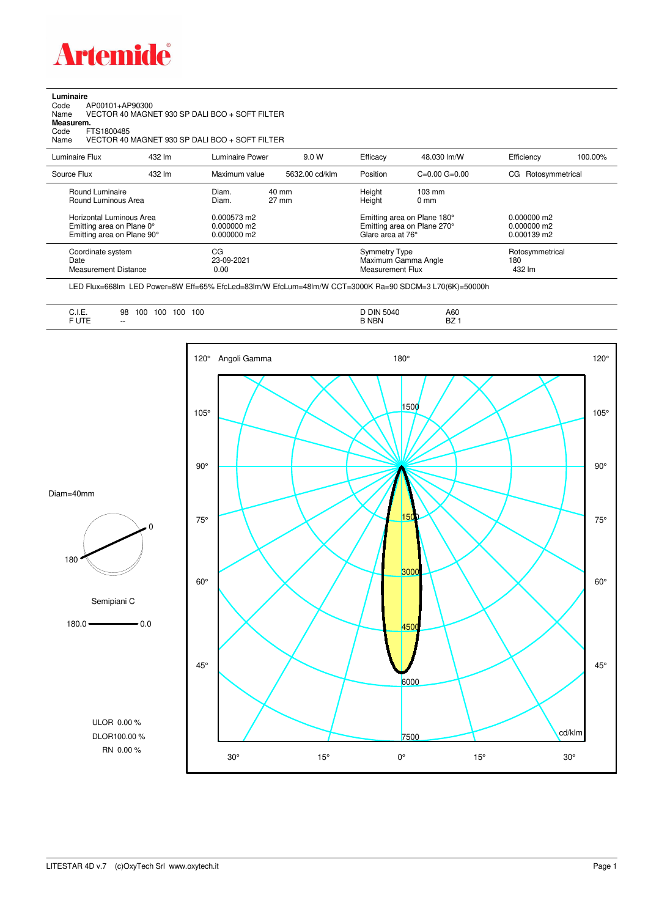**Artemide**

**Luminaire**
Code AP00101+AP90300
Name VECTOR 40 MAGNET 930 SP DALI BCO + SOFT FILTER
**Measurem.**
Code FTS1800485
Name VECTOR 40 MAGNET 930 SP DALI BCO + SOFT FILTER

| Luminaire Flux | 432 lm | Luminaire Power | 9.0 W | Efficacy | 48.030 lm/W | Efficiency | 100.00% |
|---|---|---|---|---|---|---|---|
| Source Flux | 432 lm | Maximum value | 5632.00 cd/klm | Position | C=0.00 G=0.00 | CG | Rotosymmetrical |

| | | | | |
|---|---|---|---|---|
| Round Luminaire | Diam. 40 mm | Height | 103 mm | |
| Round Luminous Area | Diam. 27 mm | Height | 0 mm | |
| Horizontal Luminous Area | 0.000573 m2 | Emitting area on Plane 180° | | 0.000000 m2 |
| Emitting area on Plane 0° | 0.000000 m2 | Emitting area on Plane 270° | | 0.000000 m2 |
| Emitting area on Plane 90° | 0.000000 m2 | Glare area at 76° | | 0.000139 m2 |

| | | | |
|---|---|---|---|
| Coordinate system | CG | Symmetry Type | Rotosymmetrical |
| Date | 23-09-2021 | Maximum Gamma Angle | 180 |
| Measurement Distance | 0.00 | Measurement Flux | 432 lm |

LED Flux=668lm LED Power=8W Eff=65% EfcLed=83lm/W EfcLum=48lm/W CCT=3000K Ra=90 SDCM=3 L70(6K)=50000h

| | | | |
|---|---|---|---|
| C.I.E. | 98 100 100 100 100 | D DIN 5040 | A60 |
| F UTE | -- | B NBN | BZ 1 |

Diam=40mm

Semipiani C

180.0 — 0.0

ULOR 0.00 %
DLOR100.00 %
RN 0.00 %

Angoli Gamma — cd/klm

LITESTAR 4D v.7 (c)OxyTech Srl www.oxytech.it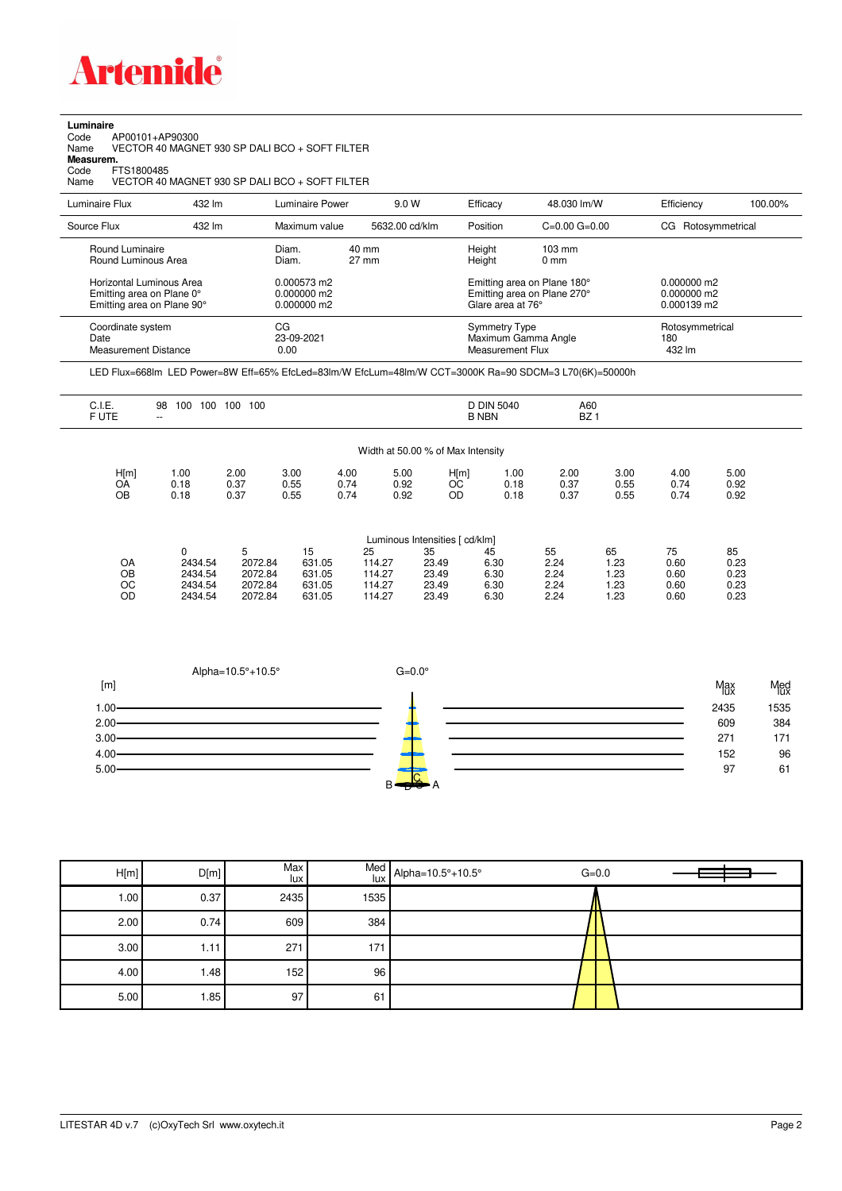**Artemide**

**Luminaire**

Code AP00101+AP90300
Name VECTOR 40 MAGNET 930 SP DALI BCO + SOFT FILTER

**Measurem.**

Code FTS1800485
Name VECTOR 40 MAGNET 930 SP DALI BCO + SOFT FILTER

| | | | | | | | |
|---|---|---|---|---|---|---|---|
| Luminaire Flux | 432 lm | Luminaire Power | 9.0 W | Efficacy | 48.030 lm/W | Efficiency | 100.00% |
| Source Flux | 432 lm | Maximum value | 5632.00 cd/klm | Position | C=0.00 G=0.00 | CG | Rotosymmetrical |

| | | | | | |
|---|---|---|---|---|---|
| Round Luminaire | Diam. | 40 mm | Height | 103 mm | |
| Round Luminous Area | Diam. | 27 mm | Height | 0 mm | |
| Horizontal Luminous Area | 0.000573 m2 | | Emitting area on Plane 180° | | 0.000000 m2 |
| Emitting area on Plane 0° | 0.000000 m2 | | Emitting area on Plane 270° | | 0.000000 m2 |
| Emitting area on Plane 90° | 0.000000 m2 | | Glare area at 76° | | 0.000139 m2 |

| | | | |
|---|---|---|---|
| Coordinate system | CG | Symmetry Type | Rotosymmetrical |
| Date | 23-09-2021 | Maximum Gamma Angle | 180 |
| Measurement Distance | 0.00 | Measurement Flux | 432 lm |

LED Flux=668lm LED Power=8W Eff=65% EfcLed=83lm/W EfcLum=48lm/W CCT=3000K Ra=90 SDCM=3 L70(6K)=50000h

| | | | |
|---|---|---|---|
| C.I.E. | 98 100 100 100 100 | D DIN 5040 | A60 |
| F UTE | -- | B NBN | BZ 1 |

Width at 50.00 % of Max Intensity

| H[m] | 1.00 | 2.00 | 3.00 | 4.00 | 5.00 | H[m] | 1.00 | 2.00 | 3.00 | 4.00 | 5.00 |
|---|---|---|---|---|---|---|---|---|---|---|---|
| OA | 0.18 | 0.37 | 0.55 | 0.74 | 0.92 | OC | 0.18 | 0.37 | 0.55 | 0.74 | 0.92 |
| OB | 0.18 | 0.37 | 0.55 | 0.74 | 0.92 | OD | 0.18 | 0.37 | 0.55 | 0.74 | 0.92 |

Luminous Intensities [ cd/klm]

| | 0 | 5 | 15 | 25 | 35 | 45 | 55 | 65 | 75 | 85 |
|---|---|---|---|---|---|---|---|---|---|---|
| OA | 2434.54 | 2072.84 | 631.05 | 114.27 | 23.49 | 6.30 | 2.24 | 1.23 | 0.60 | 0.23 |
| OB | 2434.54 | 2072.84 | 631.05 | 114.27 | 23.49 | 6.30 | 2.24 | 1.23 | 0.60 | 0.23 |
| OC | 2434.54 | 2072.84 | 631.05 | 114.27 | 23.49 | 6.30 | 2.24 | 1.23 | 0.60 | 0.23 |
| OD | 2434.54 | 2072.84 | 631.05 | 114.27 | 23.49 | 6.30 | 2.24 | 1.23 | 0.60 | 0.23 |

Alpha=10.5°+10.5°
G=0.0°
[m]
1.00
2.00
3.00
4.00
5.00
B D C A
Max lux: 2435, 609, 271, 152, 97
Med lux: 1535, 384, 171, 96, 61

| H[m] | D[m] | Max lux | Med lux | Alpha=10.5°+10.5° G=0.0 |
|---|---|---|---|---|
| 1.00 | 0.37 | 2435 | 1535 | |
| 2.00 | 0.74 | 609 | 384 | |
| 3.00 | 1.11 | 271 | 171 | |
| 4.00 | 1.48 | 152 | 96 | |
| 5.00 | 1.85 | 97 | 61 | |

LITESTAR 4D v.7 (c)OxyTech Srl www.oxytech.it